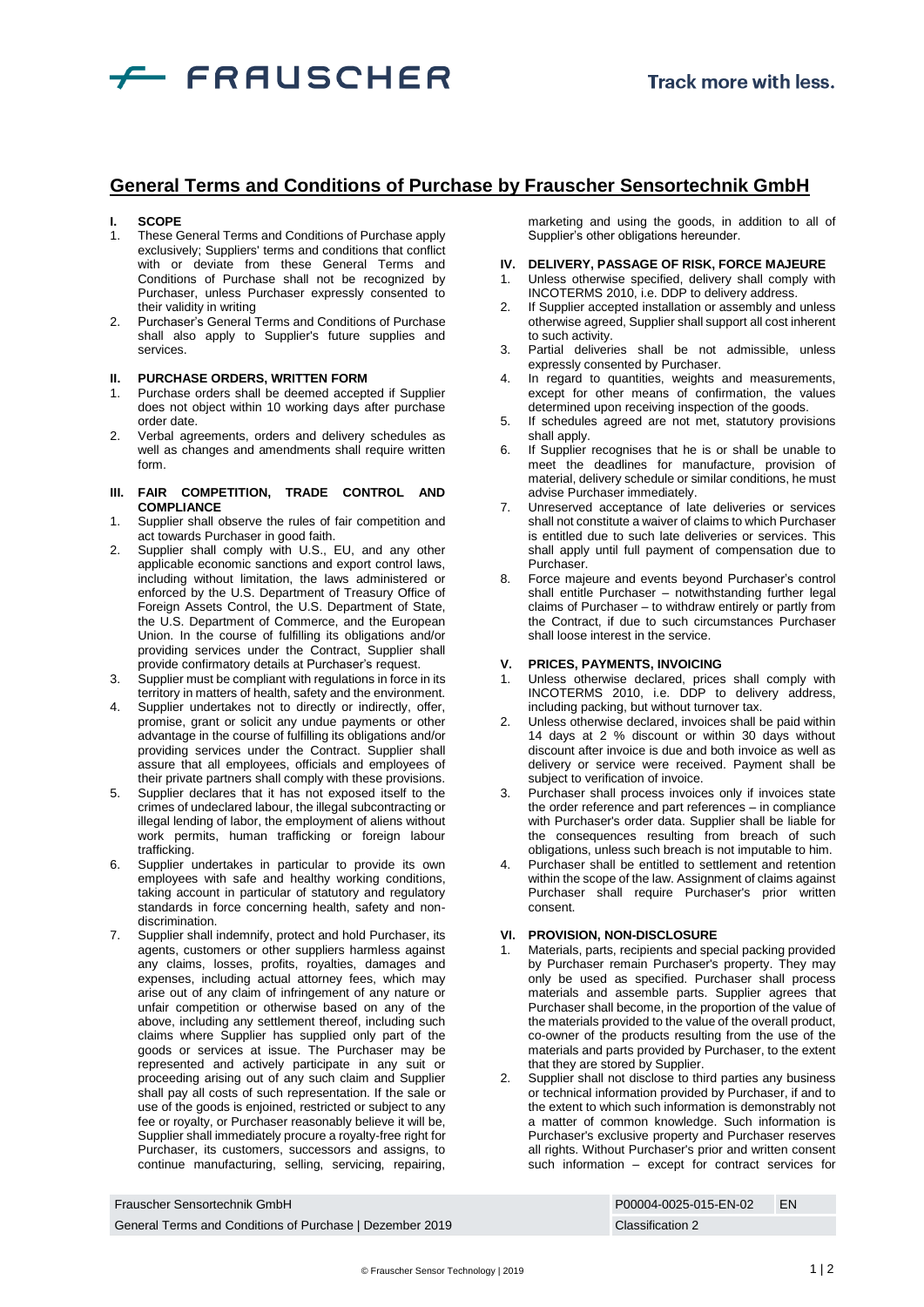# General Terms and Conditions of Purchase by Frauscher Sensortechnik GmbH

## I. SCOPE

1. These General Terms and Conditions of Purchase apply exclusively; Suppliers' terms and conditions that conflict with or deviate from these General Terms and Conditions of Purchase shall not be recognized by Purchaser, unless Purchaser expressly consented to their validity in writing
2. Purchaser's General Terms and Conditions of Purchase shall also apply to Supplier's future supplies and services.

## II. PURCHASE ORDERS, WRITTEN FORM

1. Purchase orders shall be deemed accepted if Supplier does not object within 10 working days after purchase order date.
2. Verbal agreements, orders and delivery schedules as well as changes and amendments shall require written form.

## III. FAIR COMPETITION, TRADE CONTROL AND COMPLIANCE

1. Supplier shall observe the rules of fair competition and act towards Purchaser in good faith.
2. Supplier shall comply with U.S., EU, and any other applicable economic sanctions and export control laws, including without limitation, the laws administered or enforced by the U.S. Department of Treasury Office of Foreign Assets Control, the U.S. Department of State, the U.S. Department of Commerce, and the European Union. In the course of fulfilling its obligations and/or providing services under the Contract, Supplier shall provide confirmatory details at Purchaser's request.
3. Supplier must be compliant with regulations in force in its territory in matters of health, safety and the environment.
4. Supplier undertakes not to directly or indirectly, offer, promise, grant or solicit any undue payments or other advantage in the course of fulfilling its obligations and/or providing services under the Contract. Supplier shall assure that all employees, officials and employees of their private partners shall comply with these provisions.
5. Supplier declares that it has not exposed itself to the crimes of undeclared labour, the illegal subcontracting or illegal lending of labor, the employment of aliens without work permits, human trafficking or foreign labour trafficking.
6. Supplier undertakes in particular to provide its own employees with safe and healthy working conditions, taking account in particular of statutory and regulatory standards in force concerning health, safety and non-discrimination.
7. Supplier shall indemnify, protect and hold Purchaser, its agents, customers or other suppliers harmless against any claims, losses, profits, royalties, damages and expenses, including actual attorney fees, which may arise out of any claim of infringement of any nature or unfair competition or otherwise based on any of the above, including any settlement thereof, including such claims where Supplier has supplied only part of the goods or services at issue. The Purchaser may be represented and actively participate in any suit or proceeding arising out of any such claim and Supplier shall pay all costs of such representation. If the sale or use of the goods is enjoined, restricted or subject to any fee or royalty, or Purchaser reasonably believe it will be, Supplier shall immediately procure a royalty-free right for Purchaser, its customers, successors and assigns, to continue manufacturing, selling, servicing, repairing, marketing and using the goods, in addition to all of Supplier's other obligations hereunder.

## IV. DELIVERY, PASSAGE OF RISK, FORCE MAJEURE

1. Unless otherwise specified, delivery shall comply with INCOTERMS 2010, i.e. DDP to delivery address.
2. If Supplier accepted installation or assembly and unless otherwise agreed, Supplier shall support all cost inherent to such activity.
3. Partial deliveries shall be not admissible, unless expressly consented by Purchaser.
4. In regard to quantities, weights and measurements, except for other means of confirmation, the values determined upon receiving inspection of the goods.
5. If schedules agreed are not met, statutory provisions shall apply.
6. If Supplier recognises that he is or shall be unable to meet the deadlines for manufacture, provision of material, delivery schedule or similar conditions, he must advise Purchaser immediately.
7. Unreserved acceptance of late deliveries or services shall not constitute a waiver of claims to which Purchaser is entitled due to such late deliveries or services. This shall apply until full payment of compensation due to Purchaser.
8. Force majeure and events beyond Purchaser's control shall entitle Purchaser – notwithstanding further legal claims of Purchaser – to withdraw entirely or partly from the Contract, if due to such circumstances Purchaser shall loose interest in the service.

## V. PRICES, PAYMENTS, INVOICING

1. Unless otherwise declared, prices shall comply with INCOTERMS 2010, i.e. DDP to delivery address, including packing, but without turnover tax.
2. Unless otherwise declared, invoices shall be paid within 14 days at 2 % discount or within 30 days without discount after invoice is due and both invoice as well as delivery or service were received. Payment shall be subject to verification of invoice.
3. Purchaser shall process invoices only if invoices state the order reference and part references – in compliance with Purchaser's order data. Supplier shall be liable for the consequences resulting from breach of such obligations, unless such breach is not imputable to him.
4. Purchaser shall be entitled to settlement and retention within the scope of the law. Assignment of claims against Purchaser shall require Purchaser's prior written consent.

## VI. PROVISION, NON-DISCLOSURE

1. Materials, parts, recipients and special packing provided by Purchaser remain Purchaser's property. They may only be used as specified. Purchaser shall process materials and assemble parts. Supplier agrees that Purchaser shall become, in the proportion of the value of the materials provided to the value of the overall product, co-owner of the products resulting from the use of the materials and parts provided by Purchaser, to the extent that they are stored by Supplier.
2. Supplier shall not disclose to third parties any business or technical information provided by Purchaser, if and to the extent to which such information is demonstrably not a matter of common knowledge. Such information is Purchaser's exclusive property and Purchaser reserves all rights. Without Purchaser's prior and written consent such information – except for contract services for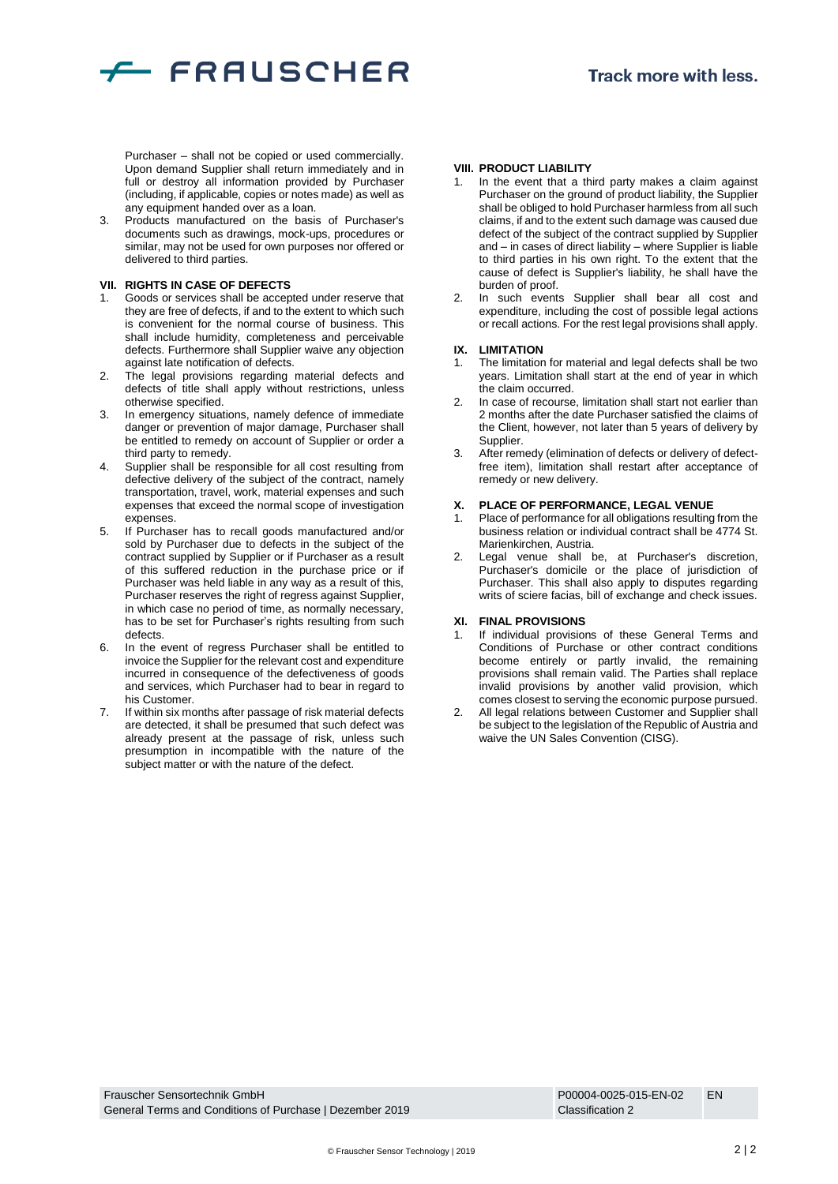Purchaser – shall not be copied or used commercially. Upon demand Supplier shall return immediately and in full or destroy all information provided by Purchaser (including, if applicable, copies or notes made) as well as any equipment handed over as a loan.

3. Products manufactured on the basis of Purchaser's documents such as drawings, mock-ups, procedures or similar, may not be used for own purposes nor offered or delivered to third parties.

## VII. RIGHTS IN CASE OF DEFECTS

1. Goods or services shall be accepted under reserve that they are free of defects, if and to the extent to which such is convenient for the normal course of business. This shall include humidity, completeness and perceivable defects. Furthermore shall Supplier waive any objection against late notification of defects.
2. The legal provisions regarding material defects and defects of title shall apply without restrictions, unless otherwise specified.
3. In emergency situations, namely defence of immediate danger or prevention of major damage, Purchaser shall be entitled to remedy on account of Supplier or order a third party to remedy.
4. Supplier shall be responsible for all cost resulting from defective delivery of the subject of the contract, namely transportation, travel, work, material expenses and such expenses that exceed the normal scope of investigation expenses.
5. If Purchaser has to recall goods manufactured and/or sold by Purchaser due to defects in the subject of the contract supplied by Supplier or if Purchaser as a result of this suffered reduction in the purchase price or if Purchaser was held liable in any way as a result of this, Purchaser reserves the right of regress against Supplier, in which case no period of time, as normally necessary, has to be set for Purchaser's rights resulting from such defects.
6. In the event of regress Purchaser shall be entitled to invoice the Supplier for the relevant cost and expenditure incurred in consequence of the defectiveness of goods and services, which Purchaser had to bear in regard to his Customer.
7. If within six months after passage of risk material defects are detected, it shall be presumed that such defect was already present at the passage of risk, unless such presumption in incompatible with the nature of the subject matter or with the nature of the defect.

## VIII. PRODUCT LIABILITY

1. In the event that a third party makes a claim against Purchaser on the ground of product liability, the Supplier shall be obliged to hold Purchaser harmless from all such claims, if and to the extent such damage was caused due defect of the subject of the contract supplied by Supplier and – in cases of direct liability – where Supplier is liable to third parties in his own right. To the extent that the cause of defect is Supplier's liability, he shall have the burden of proof.
2. In such events Supplier shall bear all cost and expenditure, including the cost of possible legal actions or recall actions. For the rest legal provisions shall apply.

## IX. LIMITATION

1. The limitation for material and legal defects shall be two years. Limitation shall start at the end of year in which the claim occurred.
2. In case of recourse, limitation shall start not earlier than 2 months after the date Purchaser satisfied the claims of the Client, however, not later than 5 years of delivery by Supplier.
3. After remedy (elimination of defects or delivery of defect-free item), limitation shall restart after acceptance of remedy or new delivery.

## X. PLACE OF PERFORMANCE, LEGAL VENUE

1. Place of performance for all obligations resulting from the business relation or individual contract shall be 4774 St. Marienkirchen, Austria.
2. Legal venue shall be, at Purchaser's discretion, Purchaser's domicile or the place of jurisdiction of Purchaser. This shall also apply to disputes regarding writs of sciere facias, bill of exchange and check issues.

## XI. FINAL PROVISIONS

1. If individual provisions of these General Terms and Conditions of Purchase or other contract conditions become entirely or partly invalid, the remaining provisions shall remain valid. The Parties shall replace invalid provisions by another valid provision, which comes closest to serving the economic purpose pursued.
2. All legal relations between Customer and Supplier shall be subject to the legislation of the Republic of Austria and waive the UN Sales Convention (CISG).